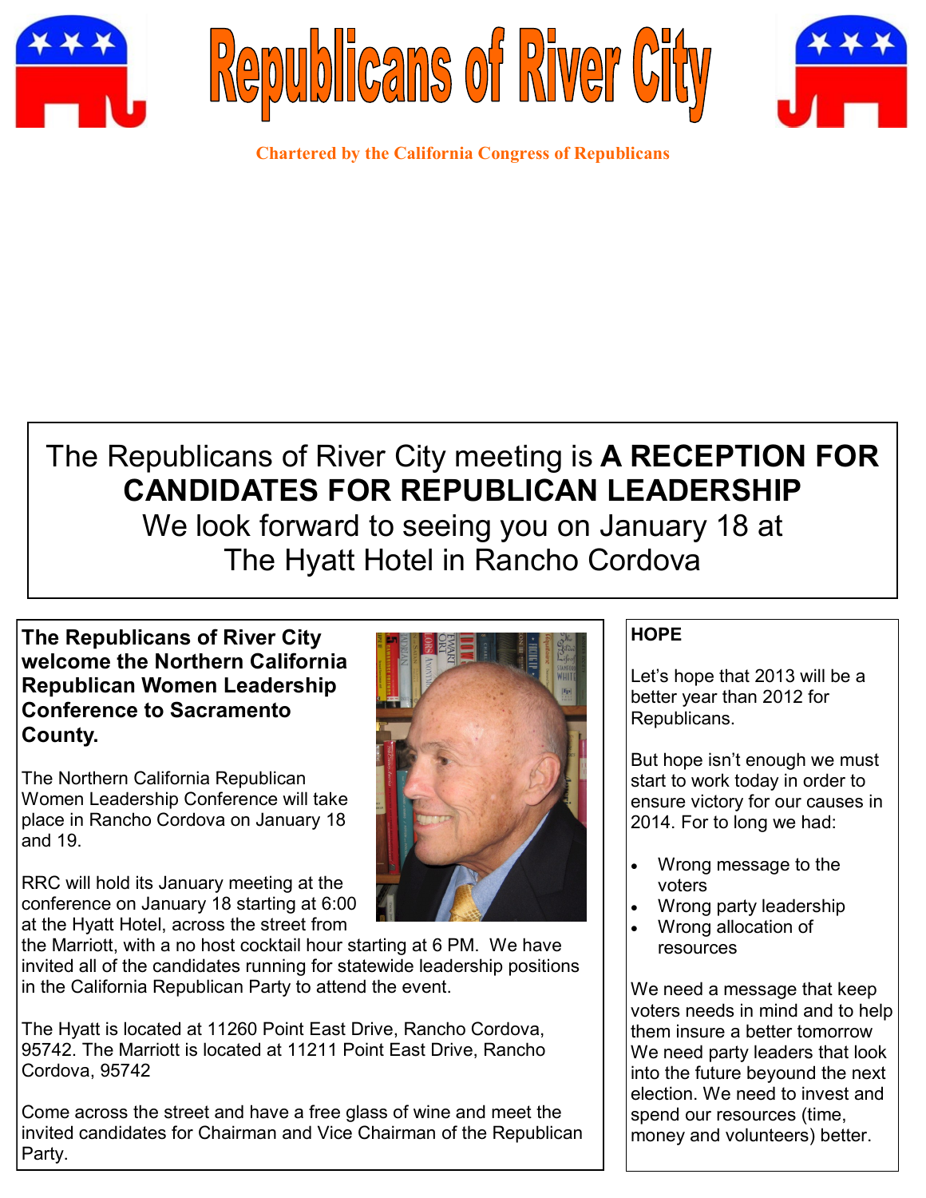# Republicans of River City

**Chartered by the California Congress of Republicans**

The Republicans of River City meeting is **A RECEPTION FOR CANDIDATES FOR REPUBLICAN LEADERSHIP**
We look forward to seeing you on January 18 at
The Hyatt Hotel in Rancho Cordova

**The Republicans of River City welcome the Northern California Republican Women Leadership Conference to Sacramento County.**

The Northern California Republican Women Leadership Conference will take place in Rancho Cordova on January 18 and 19.

RRC will hold its January meeting at the conference on January 18 starting at 6:00 at the Hyatt Hotel, across the street from the Marriott, with a no host cocktail hour starting at 6 PM. We have invited all of the candidates running for statewide leadership positions in the California Republican Party to attend the event.

The Hyatt is located at 11260 Point East Drive, Rancho Cordova, 95742. The Marriott is located at 11211 Point East Drive, Rancho Cordova, 95742

Come across the street and have a free glass of wine and meet the invited candidates for Chairman and Vice Chairman of the Republican Party.

**HOPE**

Let's hope that 2013 will be a better year than 2012 for Republicans.

But hope isn't enough we must start to work today in order to ensure victory for our causes in 2014. For to long we had:

- Wrong message to the voters
- Wrong party leadership
- Wrong allocation of resources

We need a message that keep voters needs in mind and to help them insure a better tomorrow We need party leaders that look into the future beyound the next election. We need to invest and spend our resources (time, money and volunteers) better.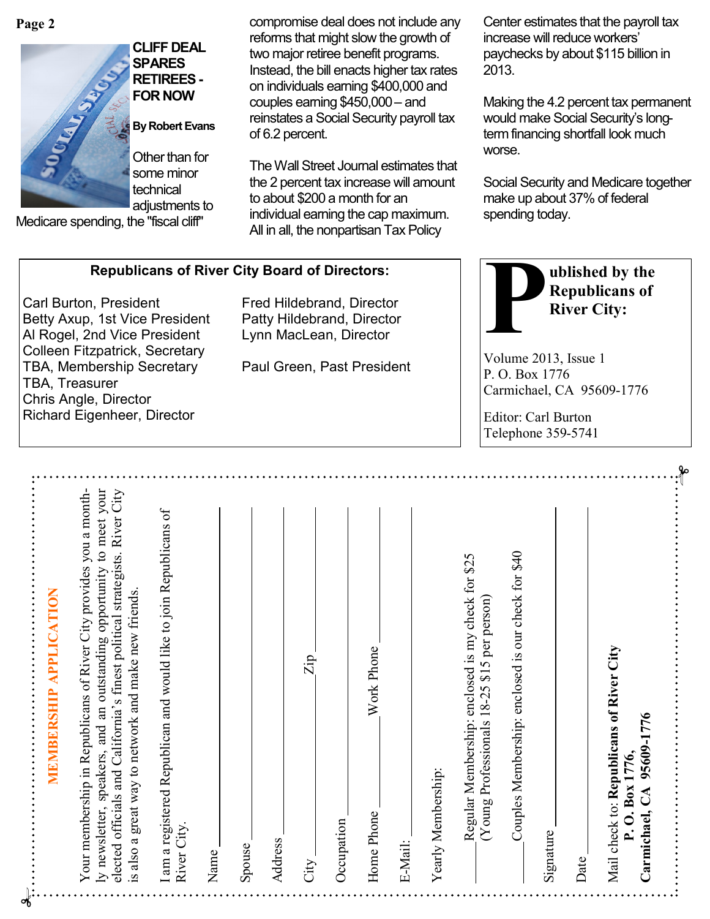## CLIFF DEAL SPARES RETIREES - FOR NOW

**By Robert Evans**

Other than for some minor technical adjustments to Medicare spending, the "fiscal cliff" compromise deal does not include any reforms that might slow the growth of two major retiree benefit programs. Instead, the bill enacts higher tax rates on individuals earning $400,000 and couples earning $450,000 – and reinstates a Social Security payroll tax of 6.2 percent.

The Wall Street Journal estimates that the 2 percent tax increase will amount to about $200 a month for an individual earning the cap maximum. All in all, the nonpartisan Tax Policy Center estimates that the payroll tax increase will reduce workers' paychecks by about $115 billion in 2013.

Making the 4.2 percent tax permanent would make Social Security's long-term financing shortfall look much worse.

Social Security and Medicare together make up about 37% of federal spending today.

**Republicans of River City Board of Directors:**

Carl Burton, President
Betty Axup, 1st Vice President
Al Rogel, 2nd Vice President
Colleen Fitzpatrick, Secretary
TBA, Membership Secretary
TBA, Treasurer
Chris Angle, Director
Richard Eigenheer, Director
Fred Hildebrand, Director
Patty Hildebrand, Director
Lynn MacLean, Director

Paul Green, Past President

**Published by the Republicans of River City:**

Volume 2013, Issue 1
P. O. Box 1776
Carmichael, CA 95609-1776

Editor: Carl Burton
Telephone 359-5741

## MEMBERSHIP APPLICATION

Your membership in Republicans of River City provides you a monthly newsletter, speakers, and an outstanding opportunity to meet your elected officials and California's finest political strategists. River City is also a great way to network and make new friends.

I am a registered Republican and would like to join Republicans of River City.

Name ____________________

Spouse ____________________

Address ____________________

City ____________ Zip ____________

Occupation ____________________

Home Phone ____________ Work Phone ____________

E-Mail: ____________________

Yearly Membership:

____ Regular Membership: enclosed is my check for $25 (Young Professionals 18-25 $15 per person)

____ Couples Membership: enclosed is our check for $40

Signature ____________________

Date ____________________

Mail check to: **Republicans of River City P. O. Box 1776, Carmichael, CA 95609-1776**